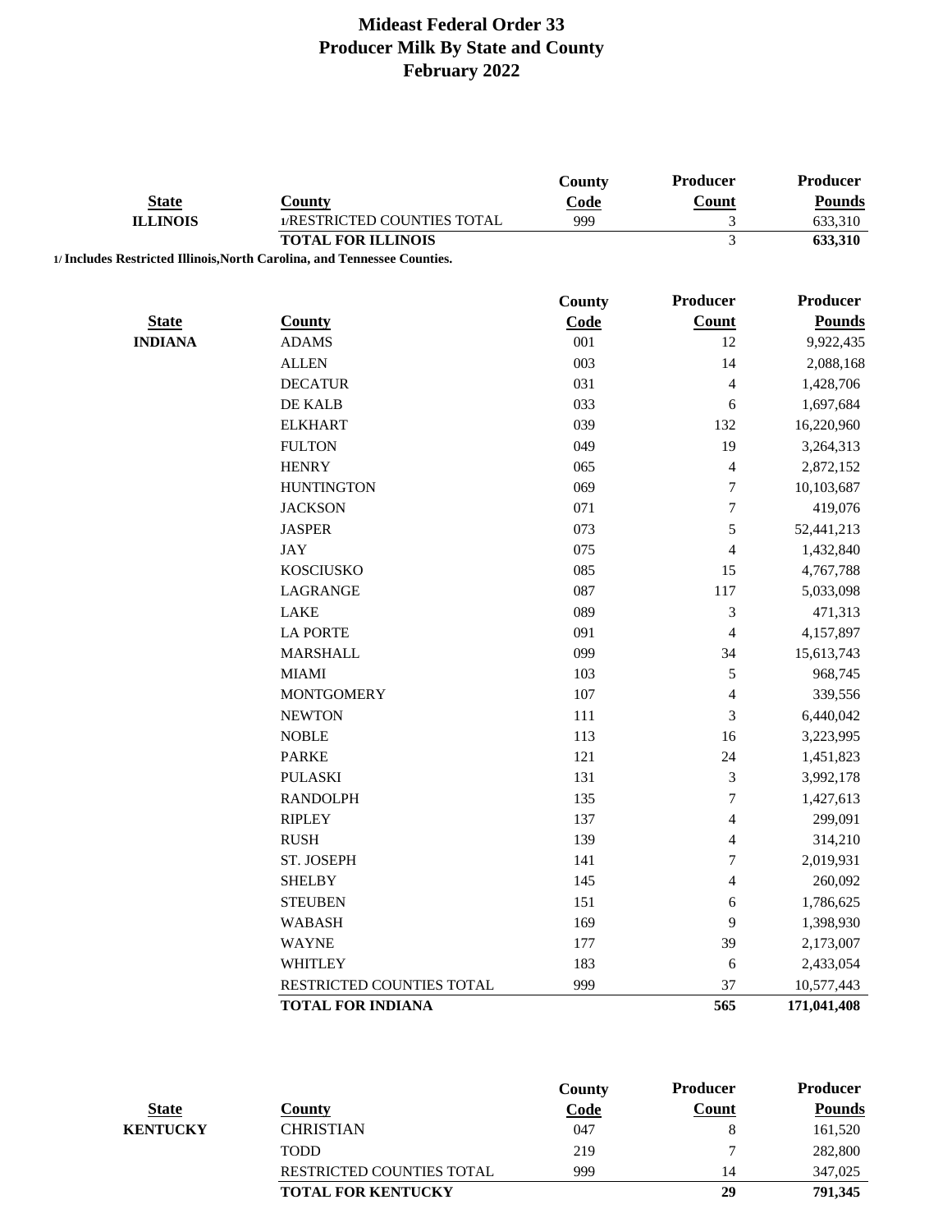# Mideast Federal Order 33
## Producer Milk By State and County
## February 2022

| State | County | County Code | Producer Count | Producer Pounds |
|---|---|---|---|---|
| ILLINOIS | 1/RESTRICTED COUNTIES TOTAL | 999 | 3 | 633,310 |
| | **TOTAL FOR ILLINOIS** | | 3 | **633,310** |

1/ Includes Restricted Illinois,North Carolina, and Tennessee Counties.

| State | County | County Code | Producer Count | Producer Pounds |
|---|---|---|---|---|
| INDIANA | ADAMS | 001 | 12 | 9,922,435 |
| | ALLEN | 003 | 14 | 2,088,168 |
| | DECATUR | 031 | 4 | 1,428,706 |
| | DE KALB | 033 | 6 | 1,697,684 |
| | ELKHART | 039 | 132 | 16,220,960 |
| | FULTON | 049 | 19 | 3,264,313 |
| | HENRY | 065 | 4 | 2,872,152 |
| | HUNTINGTON | 069 | 7 | 10,103,687 |
| | JACKSON | 071 | 7 | 419,076 |
| | JASPER | 073 | 5 | 52,441,213 |
| | JAY | 075 | 4 | 1,432,840 |
| | KOSCIUSKO | 085 | 15 | 4,767,788 |
| | LAGRANGE | 087 | 117 | 5,033,098 |
| | LAKE | 089 | 3 | 471,313 |
| | LA PORTE | 091 | 4 | 4,157,897 |
| | MARSHALL | 099 | 34 | 15,613,743 |
| | MIAMI | 103 | 5 | 968,745 |
| | MONTGOMERY | 107 | 4 | 339,556 |
| | NEWTON | 111 | 3 | 6,440,042 |
| | NOBLE | 113 | 16 | 3,223,995 |
| | PARKE | 121 | 24 | 1,451,823 |
| | PULASKI | 131 | 3 | 3,992,178 |
| | RANDOLPH | 135 | 7 | 1,427,613 |
| | RIPLEY | 137 | 4 | 299,091 |
| | RUSH | 139 | 4 | 314,210 |
| | ST. JOSEPH | 141 | 7 | 2,019,931 |
| | SHELBY | 145 | 4 | 260,092 |
| | STEUBEN | 151 | 6 | 1,786,625 |
| | WABASH | 169 | 9 | 1,398,930 |
| | WAYNE | 177 | 39 | 2,173,007 |
| | WHITLEY | 183 | 6 | 2,433,054 |
| | RESTRICTED COUNTIES TOTAL | 999 | 37 | 10,577,443 |
| | **TOTAL FOR INDIANA** | | **565** | **171,041,408** |

| State | County | County Code | Producer Count | Producer Pounds |
|---|---|---|---|---|
| KENTUCKY | CHRISTIAN | 047 | 8 | 161,520 |
| | TODD | 219 | 7 | 282,800 |
| | RESTRICTED COUNTIES TOTAL | 999 | 14 | 347,025 |
| | **TOTAL FOR KENTUCKY** | | **29** | **791,345** |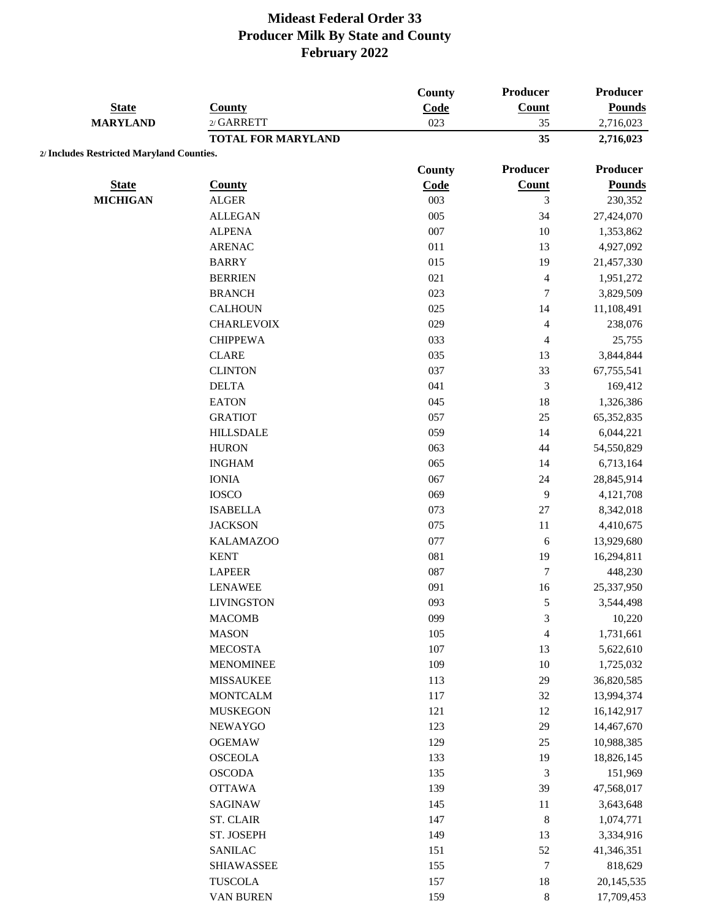# Mideast Federal Order 33
## Producer Milk By State and County
### February 2022

| State | County | County Code | Producer Count | Producer Pounds |
|---|---|---|---|---|
| MARYLAND | 2/ GARRETT | 023 | 35 | 2,716,023 |
| | **TOTAL FOR MARYLAND** | | **35** | **2,716,023** |

**2/ Includes Restricted Maryland Counties.**

| State | County | County Code | Producer Count | Producer Pounds |
|---|---|---|---|---|
| MICHIGAN | ALGER | 003 | 3 | 230,352 |
| | ALLEGAN | 005 | 34 | 27,424,070 |
| | ALPENA | 007 | 10 | 1,353,862 |
| | ARENAC | 011 | 13 | 4,927,092 |
| | BARRY | 015 | 19 | 21,457,330 |
| | BERRIEN | 021 | 4 | 1,951,272 |
| | BRANCH | 023 | 7 | 3,829,509 |
| | CALHOUN | 025 | 14 | 11,108,491 |
| | CHARLEVOIX | 029 | 4 | 238,076 |
| | CHIPPEWA | 033 | 4 | 25,755 |
| | CLARE | 035 | 13 | 3,844,844 |
| | CLINTON | 037 | 33 | 67,755,541 |
| | DELTA | 041 | 3 | 169,412 |
| | EATON | 045 | 18 | 1,326,386 |
| | GRATIOT | 057 | 25 | 65,352,835 |
| | HILLSDALE | 059 | 14 | 6,044,221 |
| | HURON | 063 | 44 | 54,550,829 |
| | INGHAM | 065 | 14 | 6,713,164 |
| | IONIA | 067 | 24 | 28,845,914 |
| | IOSCO | 069 | 9 | 4,121,708 |
| | ISABELLA | 073 | 27 | 8,342,018 |
| | JACKSON | 075 | 11 | 4,410,675 |
| | KALAMAZOO | 077 | 6 | 13,929,680 |
| | KENT | 081 | 19 | 16,294,811 |
| | LAPEER | 087 | 7 | 448,230 |
| | LENAWEE | 091 | 16 | 25,337,950 |
| | LIVINGSTON | 093 | 5 | 3,544,498 |
| | MACOMB | 099 | 3 | 10,220 |
| | MASON | 105 | 4 | 1,731,661 |
| | MECOSTA | 107 | 13 | 5,622,610 |
| | MENOMINEE | 109 | 10 | 1,725,032 |
| | MISSAUKEE | 113 | 29 | 36,820,585 |
| | MONTCALM | 117 | 32 | 13,994,374 |
| | MUSKEGON | 121 | 12 | 16,142,917 |
| | NEWAYGO | 123 | 29 | 14,467,670 |
| | OGEMAW | 129 | 25 | 10,988,385 |
| | OSCEOLA | 133 | 19 | 18,826,145 |
| | OSCODA | 135 | 3 | 151,969 |
| | OTTAWA | 139 | 39 | 47,568,017 |
| | SAGINAW | 145 | 11 | 3,643,648 |
| | ST. CLAIR | 147 | 8 | 1,074,771 |
| | ST. JOSEPH | 149 | 13 | 3,334,916 |
| | SANILAC | 151 | 52 | 41,346,351 |
| | SHIAWASSEE | 155 | 7 | 818,629 |
| | TUSCOLA | 157 | 18 | 20,145,535 |
| | VAN BUREN | 159 | 8 | 17,709,453 |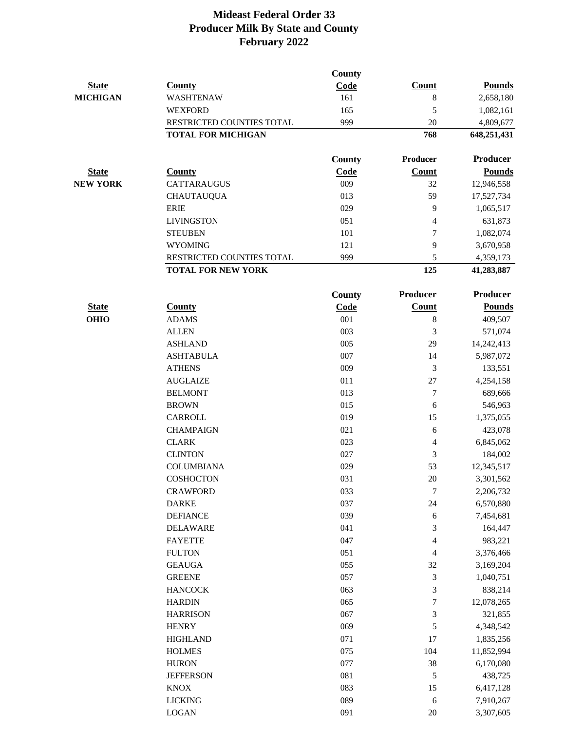# Mideast Federal Order 33
## Producer Milk By State and County
### February 2022

| State | County | County Code | Count | Pounds |
|---|---|---|---|---|
| MICHIGAN | WASHTENAW | 161 | 8 | 2,658,180 |
| | WEXFORD | 165 | 5 | 1,082,161 |
| | RESTRICTED COUNTIES TOTAL | 999 | 20 | 4,809,677 |
| | **TOTAL FOR MICHIGAN** | | **768** | **648,251,431** |

| State | County | County Code | Producer Count | Producer Pounds |
|---|---|---|---|---|
| NEW YORK | CATTARAUGUS | 009 | 32 | 12,946,558 |
| | CHAUTAUQUA | 013 | 59 | 17,527,734 |
| | ERIE | 029 | 9 | 1,065,517 |
| | LIVINGSTON | 051 | 4 | 631,873 |
| | STEUBEN | 101 | 7 | 1,082,074 |
| | WYOMING | 121 | 9 | 3,670,958 |
| | RESTRICTED COUNTIES TOTAL | 999 | 5 | 4,359,173 |
| | **TOTAL FOR NEW YORK** | | **125** | **41,283,887** |

| State | County | County Code | Producer Count | Producer Pounds |
|---|---|---|---|---|
| OHIO | ADAMS | 001 | 8 | 409,507 |
| | ALLEN | 003 | 3 | 571,074 |
| | ASHLAND | 005 | 29 | 14,242,413 |
| | ASHTABULA | 007 | 14 | 5,987,072 |
| | ATHENS | 009 | 3 | 133,551 |
| | AUGLAIZE | 011 | 27 | 4,254,158 |
| | BELMONT | 013 | 7 | 689,666 |
| | BROWN | 015 | 6 | 546,963 |
| | CARROLL | 019 | 15 | 1,375,055 |
| | CHAMPAIGN | 021 | 6 | 423,078 |
| | CLARK | 023 | 4 | 6,845,062 |
| | CLINTON | 027 | 3 | 184,002 |
| | COLUMBIANA | 029 | 53 | 12,345,517 |
| | COSHOCTON | 031 | 20 | 3,301,562 |
| | CRAWFORD | 033 | 7 | 2,206,732 |
| | DARKE | 037 | 24 | 6,570,880 |
| | DEFIANCE | 039 | 6 | 7,454,681 |
| | DELAWARE | 041 | 3 | 164,447 |
| | FAYETTE | 047 | 4 | 983,221 |
| | FULTON | 051 | 4 | 3,376,466 |
| | GEAUGA | 055 | 32 | 3,169,204 |
| | GREENE | 057 | 3 | 1,040,751 |
| | HANCOCK | 063 | 3 | 838,214 |
| | HARDIN | 065 | 7 | 12,078,265 |
| | HARRISON | 067 | 3 | 321,855 |
| | HENRY | 069 | 5 | 4,348,542 |
| | HIGHLAND | 071 | 17 | 1,835,256 |
| | HOLMES | 075 | 104 | 11,852,994 |
| | HURON | 077 | 38 | 6,170,080 |
| | JEFFERSON | 081 | 5 | 438,725 |
| | KNOX | 083 | 15 | 6,417,128 |
| | LICKING | 089 | 6 | 7,910,267 |
| | LOGAN | 091 | 20 | 3,307,605 |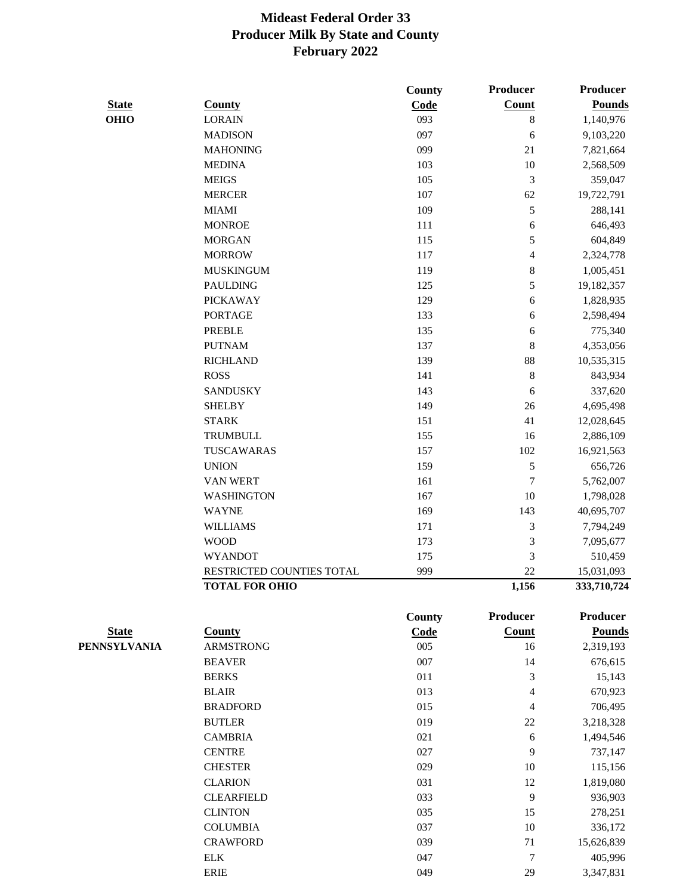# Mideast Federal Order 33
## Producer Milk By State and County
## February 2022

| State | County | County Code | Producer Count | Producer Pounds |
|---|---|---|---|---|
| OHIO | LORAIN | 093 | 8 | 1,140,976 |
| | MADISON | 097 | 6 | 9,103,220 |
| | MAHONING | 099 | 21 | 7,821,664 |
| | MEDINA | 103 | 10 | 2,568,509 |
| | MEIGS | 105 | 3 | 359,047 |
| | MERCER | 107 | 62 | 19,722,791 |
| | MIAMI | 109 | 5 | 288,141 |
| | MONROE | 111 | 6 | 646,493 |
| | MORGAN | 115 | 5 | 604,849 |
| | MORROW | 117 | 4 | 2,324,778 |
| | MUSKINGUM | 119 | 8 | 1,005,451 |
| | PAULDING | 125 | 5 | 19,182,357 |
| | PICKAWAY | 129 | 6 | 1,828,935 |
| | PORTAGE | 133 | 6 | 2,598,494 |
| | PREBLE | 135 | 6 | 775,340 |
| | PUTNAM | 137 | 8 | 4,353,056 |
| | RICHLAND | 139 | 88 | 10,535,315 |
| | ROSS | 141 | 8 | 843,934 |
| | SANDUSKY | 143 | 6 | 337,620 |
| | SHELBY | 149 | 26 | 4,695,498 |
| | STARK | 151 | 41 | 12,028,645 |
| | TRUMBULL | 155 | 16 | 2,886,109 |
| | TUSCAWARAS | 157 | 102 | 16,921,563 |
| | UNION | 159 | 5 | 656,726 |
| | VAN WERT | 161 | 7 | 5,762,007 |
| | WASHINGTON | 167 | 10 | 1,798,028 |
| | WAYNE | 169 | 143 | 40,695,707 |
| | WILLIAMS | 171 | 3 | 7,794,249 |
| | WOOD | 173 | 3 | 7,095,677 |
| | WYANDOT | 175 | 3 | 510,459 |
| | RESTRICTED COUNTIES TOTAL | 999 | 22 | 15,031,093 |
| | **TOTAL FOR OHIO** | | **1,156** | **333,710,724** |

| State | County | County Code | Producer Count | Producer Pounds |
|---|---|---|---|---|
| PENNSYLVANIA | ARMSTRONG | 005 | 16 | 2,319,193 |
| | BEAVER | 007 | 14 | 676,615 |
| | BERKS | 011 | 3 | 15,143 |
| | BLAIR | 013 | 4 | 670,923 |
| | BRADFORD | 015 | 4 | 706,495 |
| | BUTLER | 019 | 22 | 3,218,328 |
| | CAMBRIA | 021 | 6 | 1,494,546 |
| | CENTRE | 027 | 9 | 737,147 |
| | CHESTER | 029 | 10 | 115,156 |
| | CLARION | 031 | 12 | 1,819,080 |
| | CLEARFIELD | 033 | 9 | 936,903 |
| | CLINTON | 035 | 15 | 278,251 |
| | COLUMBIA | 037 | 10 | 336,172 |
| | CRAWFORD | 039 | 71 | 15,626,839 |
| | ELK | 047 | 7 | 405,996 |
| | ERIE | 049 | 29 | 3,347,831 |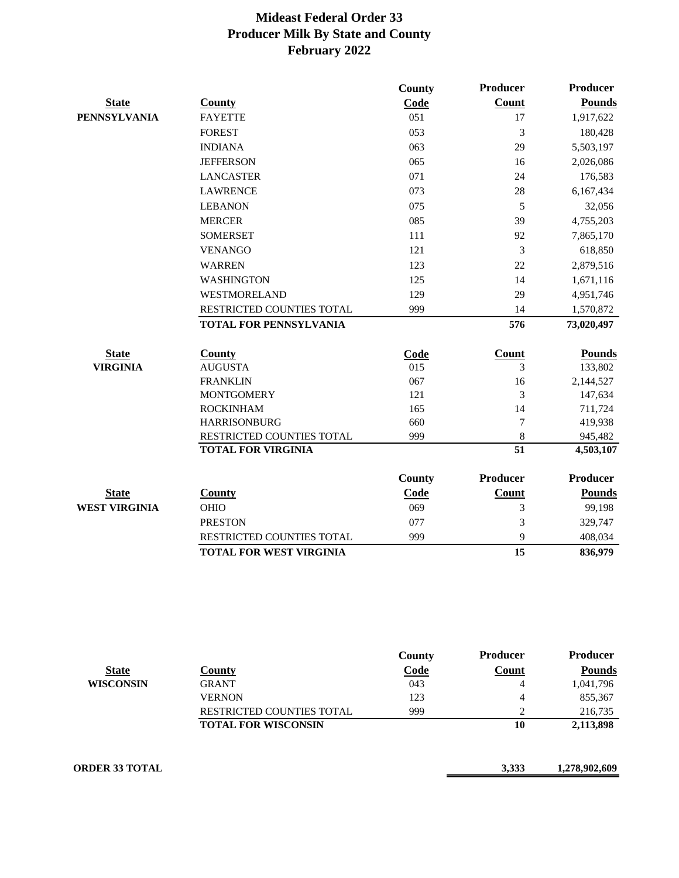# Mideast Federal Order 33
## Producer Milk By State and County
## February 2022

| State | County | County Code | Producer Count | Producer Pounds |
|---|---|---|---|---|
| PENNSYLVANIA | FAYETTE | 051 | 17 | 1,917,622 |
| | FOREST | 053 | 3 | 180,428 |
| | INDIANA | 063 | 29 | 5,503,197 |
| | JEFFERSON | 065 | 16 | 2,026,086 |
| | LANCASTER | 071 | 24 | 176,583 |
| | LAWRENCE | 073 | 28 | 6,167,434 |
| | LEBANON | 075 | 5 | 32,056 |
| | MERCER | 085 | 39 | 4,755,203 |
| | SOMERSET | 111 | 92 | 7,865,170 |
| | VENANGO | 121 | 3 | 618,850 |
| | WARREN | 123 | 22 | 2,879,516 |
| | WASHINGTON | 125 | 14 | 1,671,116 |
| | WESTMORELAND | 129 | 29 | 4,951,746 |
| | RESTRICTED COUNTIES TOTAL | 999 | 14 | 1,570,872 |
| | **TOTAL FOR PENNSYLVANIA** | | **576** | **73,020,497** |

| State | County | Code | Count | Pounds |
|---|---|---|---|---|
| VIRGINIA | AUGUSTA | 015 | 3 | 133,802 |
| | FRANKLIN | 067 | 16 | 2,144,527 |
| | MONTGOMERY | 121 | 3 | 147,634 |
| | ROCKINHAM | 165 | 14 | 711,724 |
| | HARRISONBURG | 660 | 7 | 419,938 |
| | RESTRICTED COUNTIES TOTAL | 999 | 8 | 945,482 |
| | **TOTAL FOR VIRGINIA** | | **51** | **4,503,107** |

| State | County | County Code | Producer Count | Producer Pounds |
|---|---|---|---|---|
| WEST VIRGINIA | OHIO | 069 | 3 | 99,198 |
| | PRESTON | 077 | 3 | 329,747 |
| | RESTRICTED COUNTIES TOTAL | 999 | 9 | 408,034 |
| | **TOTAL FOR WEST VIRGINIA** | | **15** | **836,979** |

| State | County | County Code | Producer Count | Producer Pounds |
|---|---|---|---|---|
| WISCONSIN | GRANT | 043 | 4 | 1,041,796 |
| | VERNON | 123 | 4 | 855,367 |
| | RESTRICTED COUNTIES TOTAL | 999 | 2 | 216,735 |
| | **TOTAL FOR WISCONSIN** | | **10** | **2,113,898** |

| | | | | |
|---|---|---|---|---|
| **ORDER 33 TOTAL** | | | **3,333** | **1,278,902,609** |